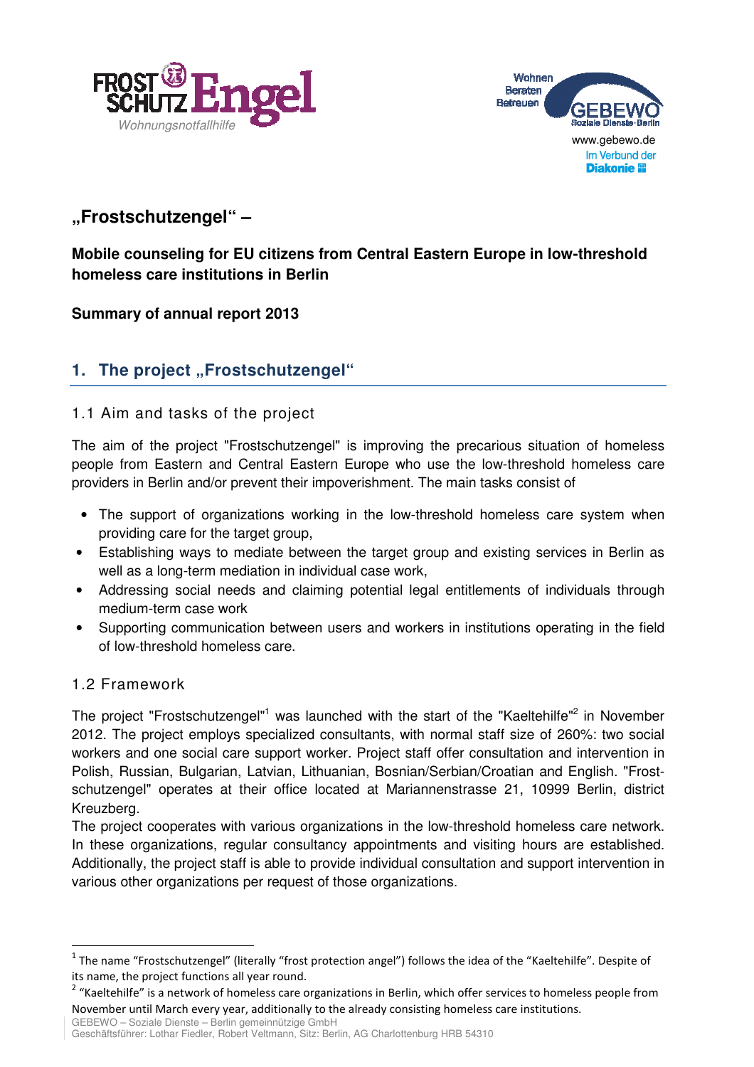# „Frostschutzengel" –

## Mobile counseling for EU citizens from Central Eastern Europe in low-threshold homeless care institutions in Berlin

**Summary of annual report 2013**

## 1. The project „Frostschutzengel"

### 1.1 Aim and tasks of the project

The aim of the project "Frostschutzengel" is improving the precarious situation of homeless people from Eastern and Central Eastern Europe who use the low-threshold homeless care providers in Berlin and/or prevent their impoverishment. The main tasks consist of

- The support of organizations working in the low-threshold homeless care system when providing care for the target group,
- Establishing ways to mediate between the target group and existing services in Berlin as well as a long-term mediation in individual case work,
- Addressing social needs and claiming potential legal entitlements of individuals through medium-term case work
- Supporting communication between users and workers in institutions operating in the field of low-threshold homeless care.

### 1.2 Framework

The project "Frostschutzengel"[1] was launched with the start of the "Kaeltehilfe"[2] in November 2012. The project employs specialized consultants, with normal staff size of 260%: two social workers and one social care support worker. Project staff offer consultation and intervention in Polish, Russian, Bulgarian, Latvian, Lithuanian, Bosnian/Serbian/Croatian and English. "Frostschutzengel" operates at their office located at Mariannenstrasse 21, 10999 Berlin, district Kreuzberg.

The project cooperates with various organizations in the low-threshold homeless care network. In these organizations, regular consultancy appointments and visiting hours are established. Additionally, the project staff is able to provide individual consultation and support intervention in various other organizations per request of those organizations.

---

[1] The name "Frostschutzengel" (literally "frost protection angel") follows the idea of the "Kaeltehilfe". Despite of its name, the project functions all year round.

[2] "Kaeltehilfe" is a network of homeless care organizations in Berlin, which offer services to homeless people from November until March every year, additionally to the already consisting homeless care institutions.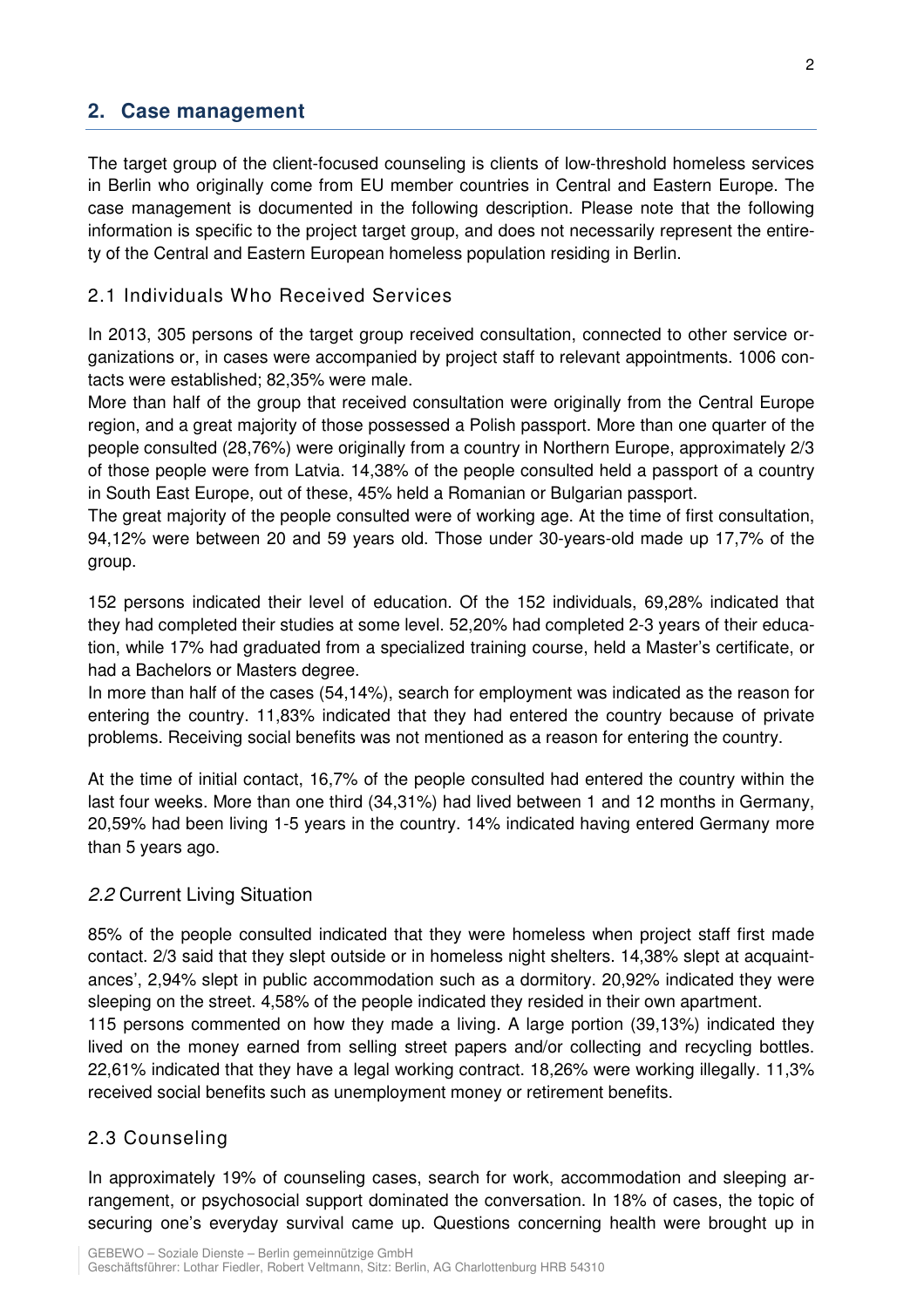## 2. Case management

The target group of the client-focused counseling is clients of low-threshold homeless services in Berlin who originally come from EU member countries in Central and Eastern Europe. The case management is documented in the following description. Please note that the following information is specific to the project target group, and does not necessarily represent the entirety of the Central and Eastern European homeless population residing in Berlin.

### 2.1 Individuals Who Received Services

In 2013, 305 persons of the target group received consultation, connected to other service organizations or, in cases were accompanied by project staff to relevant appointments. 1006 contacts were established; 82,35% were male.

More than half of the group that received consultation were originally from the Central Europe region, and a great majority of those possessed a Polish passport. More than one quarter of the people consulted (28,76%) were originally from a country in Northern Europe, approximately 2/3 of those people were from Latvia. 14,38% of the people consulted held a passport of a country in South East Europe, out of these, 45% held a Romanian or Bulgarian passport.

The great majority of the people consulted were of working age. At the time of first consultation, 94,12% were between 20 and 59 years old. Those under 30-years-old made up 17,7% of the group.

152 persons indicated their level of education. Of the 152 individuals, 69,28% indicated that they had completed their studies at some level. 52,20% had completed 2-3 years of their education, while 17% had graduated from a specialized training course, held a Master's certificate, or had a Bachelors or Masters degree.

In more than half of the cases (54,14%), search for employment was indicated as the reason for entering the country. 11,83% indicated that they had entered the country because of private problems. Receiving social benefits was not mentioned as a reason for entering the country.

At the time of initial contact, 16,7% of the people consulted had entered the country within the last four weeks. More than one third (34,31%) had lived between 1 and 12 months in Germany, 20,59% had been living 1-5 years in the country. 14% indicated having entered Germany more than 5 years ago.

### *2.2* Current Living Situation

85% of the people consulted indicated that they were homeless when project staff first made contact. 2/3 said that they slept outside or in homeless night shelters. 14,38% slept at acquaintances', 2,94% slept in public accommodation such as a dormitory. 20,92% indicated they were sleeping on the street. 4,58% of the people indicated they resided in their own apartment.

115 persons commented on how they made a living. A large portion (39,13%) indicated they lived on the money earned from selling street papers and/or collecting and recycling bottles. 22,61% indicated that they have a legal working contract. 18,26% were working illegally. 11,3% received social benefits such as unemployment money or retirement benefits.

### 2.3 Counseling

In approximately 19% of counseling cases, search for work, accommodation and sleeping arrangement, or psychosocial support dominated the conversation. In 18% of cases, the topic of securing one's everyday survival came up. Questions concerning health were brought up in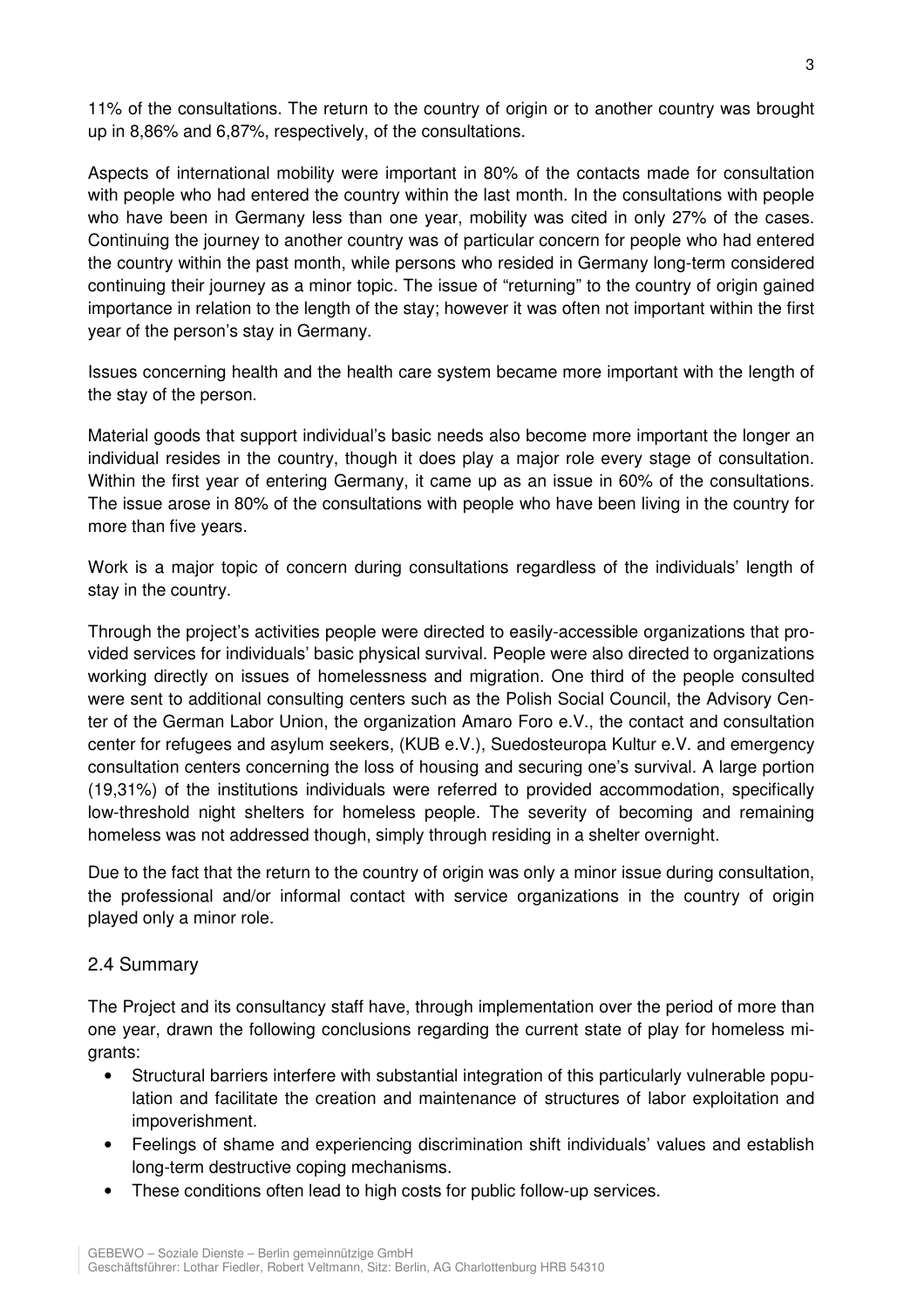11% of the consultations. The return to the country of origin or to another country was brought up in 8,86% and 6,87%, respectively, of the consultations.

Aspects of international mobility were important in 80% of the contacts made for consultation with people who had entered the country within the last month. In the consultations with people who have been in Germany less than one year, mobility was cited in only 27% of the cases. Continuing the journey to another country was of particular concern for people who had entered the country within the past month, while persons who resided in Germany long-term considered continuing their journey as a minor topic. The issue of "returning" to the country of origin gained importance in relation to the length of the stay; however it was often not important within the first year of the person's stay in Germany.

Issues concerning health and the health care system became more important with the length of the stay of the person.

Material goods that support individual's basic needs also become more important the longer an individual resides in the country, though it does play a major role every stage of consultation. Within the first year of entering Germany, it came up as an issue in 60% of the consultations. The issue arose in 80% of the consultations with people who have been living in the country for more than five years.

Work is a major topic of concern during consultations regardless of the individuals' length of stay in the country.

Through the project's activities people were directed to easily-accessible organizations that provided services for individuals' basic physical survival. People were also directed to organizations working directly on issues of homelessness and migration. One third of the people consulted were sent to additional consulting centers such as the Polish Social Council, the Advisory Center of the German Labor Union, the organization Amaro Foro e.V., the contact and consultation center for refugees and asylum seekers, (KUB e.V.), Suedosteuropa Kultur e.V. and emergency consultation centers concerning the loss of housing and securing one's survival. A large portion (19,31%) of the institutions individuals were referred to provided accommodation, specifically low-threshold night shelters for homeless people. The severity of becoming and remaining homeless was not addressed though, simply through residing in a shelter overnight.

Due to the fact that the return to the country of origin was only a minor issue during consultation, the professional and/or informal contact with service organizations in the country of origin played only a minor role.

## 2.4 Summary

The Project and its consultancy staff have, through implementation over the period of more than one year, drawn the following conclusions regarding the current state of play for homeless migrants:

- Structural barriers interfere with substantial integration of this particularly vulnerable population and facilitate the creation and maintenance of structures of labor exploitation and impoverishment.
- Feelings of shame and experiencing discrimination shift individuals' values and establish long-term destructive coping mechanisms.
- These conditions often lead to high costs for public follow-up services.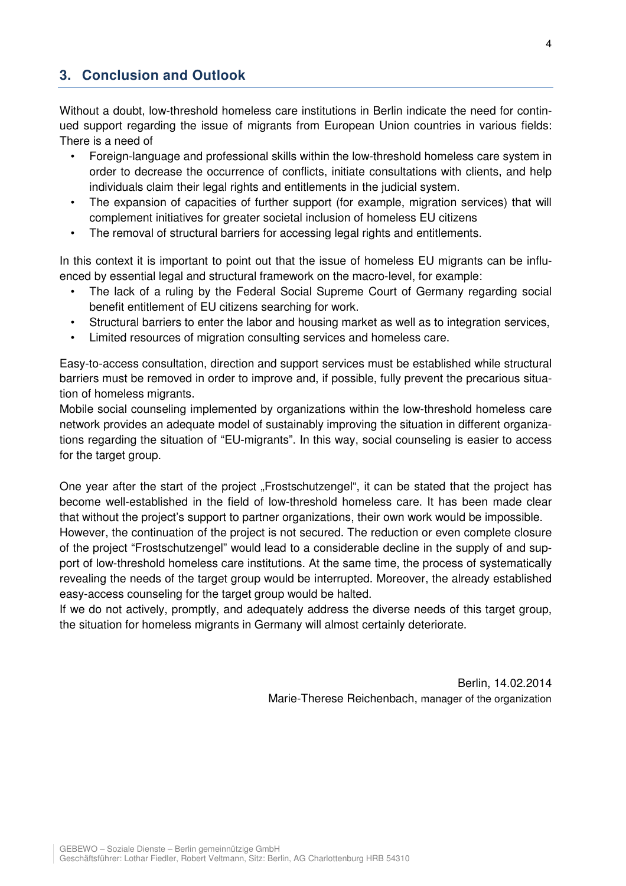## 3. Conclusion and Outlook

Without a doubt, low-threshold homeless care institutions in Berlin indicate the need for continued support regarding the issue of migrants from European Union countries in various fields: There is a need of

- Foreign-language and professional skills within the low-threshold homeless care system in order to decrease the occurrence of conflicts, initiate consultations with clients, and help individuals claim their legal rights and entitlements in the judicial system.
- The expansion of capacities of further support (for example, migration services) that will complement initiatives for greater societal inclusion of homeless EU citizens
- The removal of structural barriers for accessing legal rights and entitlements.

In this context it is important to point out that the issue of homeless EU migrants can be influenced by essential legal and structural framework on the macro-level, for example:

- The lack of a ruling by the Federal Social Supreme Court of Germany regarding social benefit entitlement of EU citizens searching for work.
- Structural barriers to enter the labor and housing market as well as to integration services,
- Limited resources of migration consulting services and homeless care.

Easy-to-access consultation, direction and support services must be established while structural barriers must be removed in order to improve and, if possible, fully prevent the precarious situation of homeless migrants.
Mobile social counseling implemented by organizations within the low-threshold homeless care network provides an adequate model of sustainably improving the situation in different organizations regarding the situation of "EU-migrants". In this way, social counseling is easier to access for the target group.

One year after the start of the project „Frostschutzengel", it can be stated that the project has become well-established in the field of low-threshold homeless care. It has been made clear that without the project's support to partner organizations, their own work would be impossible.
However, the continuation of the project is not secured. The reduction or even complete closure of the project "Frostschutzengel" would lead to a considerable decline in the supply of and support of low-threshold homeless care institutions. At the same time, the process of systematically revealing the needs of the target group would be interrupted. Moreover, the already established easy-access counseling for the target group would be halted.
If we do not actively, promptly, and adequately address the diverse needs of this target group, the situation for homeless migrants in Germany will almost certainly deteriorate.

Berlin, 14.02.2014
Marie-Therese Reichenbach, manager of the organization